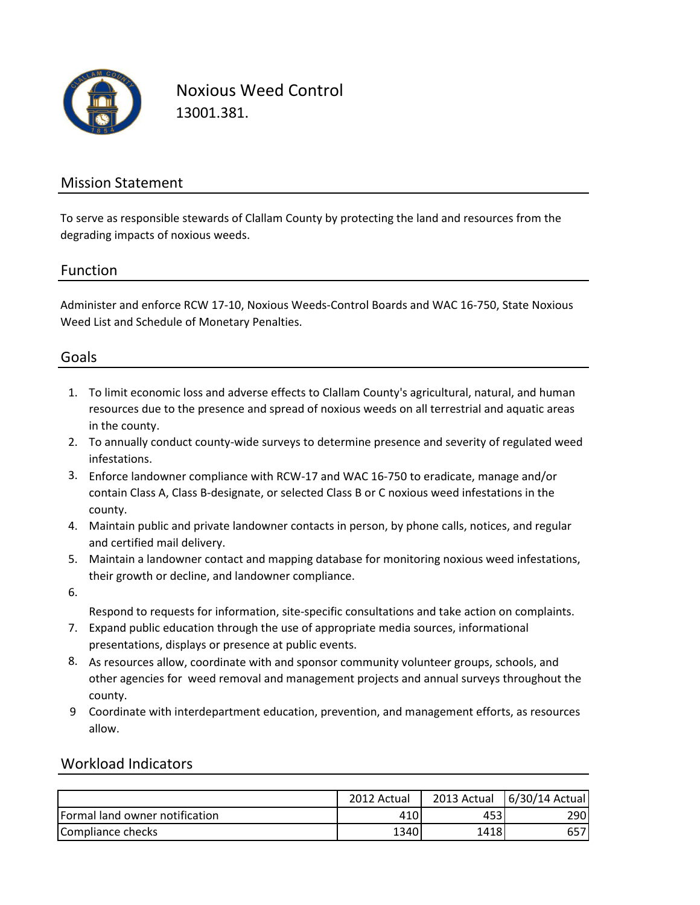# Noxious Weed Control

13001.381.

## Mission Statement

To serve as responsible stewards of Clallam County by protecting the land and resources from the degrading impacts of noxious weeds.

## Function

Administer and enforce RCW 17-10, Noxious Weeds-Control Boards and WAC 16-750, State Noxious Weed List and Schedule of Monetary Penalties.

## Goals

1. To limit economic loss and adverse effects to Clallam County's agricultural, natural, and human resources due to the presence and spread of noxious weeds on all terrestrial and aquatic areas in the county.
2. To annually conduct county-wide surveys to determine presence and severity of regulated weed infestations.
3. Enforce landowner compliance with RCW-17 and WAC 16-750 to eradicate, manage and/or contain Class A, Class B-designate, or selected Class B or C noxious weed infestations in the county.
4. Maintain public and private landowner contacts in person, by phone calls, notices, and regular and certified mail delivery.
5. Maintain a landowner contact and mapping database for monitoring noxious weed infestations, their growth or decline, and landowner compliance.
6. Respond to requests for information, site-specific consultations and take action on complaints.
7. Expand public education through the use of appropriate media sources, informational presentations, displays or presence at public events.
8. As resources allow, coordinate with and sponsor community volunteer groups, schools, and other agencies for weed removal and management projects and annual surveys throughout the county.
9. Coordinate with interdepartment education, prevention, and management efforts, as resources allow.

## Workload Indicators

| | 2012 Actual | 2013 Actual | 6/30/14 Actual |
|---|---|---|---|
| Formal land owner notification | 410 | 453 | 290 |
| Compliance checks | 1340 | 1418 | 657 |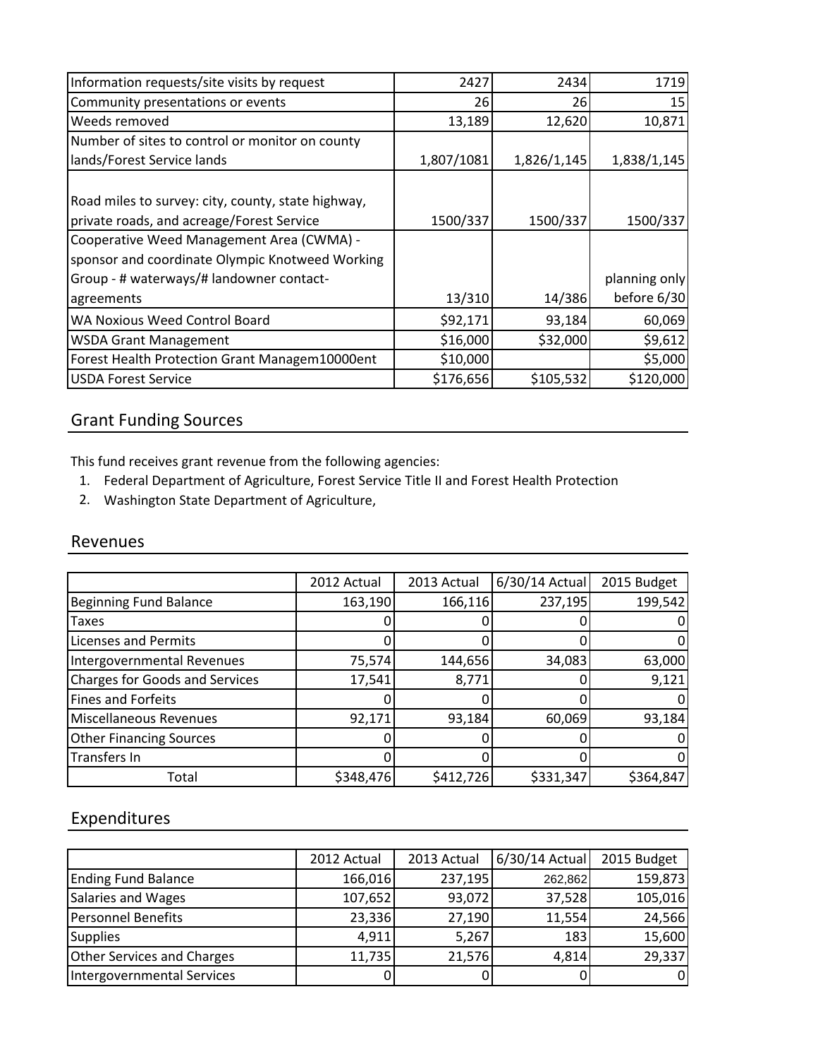| | | | |
|---|---|---|---|
| Information requests/site visits by request | 2427 | 2434 | 1719 |
| Community presentations or events | 26 | 26 | 15 |
| Weeds removed | 13,189 | 12,620 | 10,871 |
| Number of sites to control or monitor on county lands/Forest Service lands | 1,807/1081 | 1,826/1,145 | 1,838/1,145 |
| Road miles to survey: city, county, state highway, private roads, and acreage/Forest Service | 1500/337 | 1500/337 | 1500/337 |
| Cooperative Weed Management Area (CWMA) - sponsor and coordinate Olympic Knotweed Working Group - # waterways/# landowner contact-agreements | 13/310 | 14/386 | planning only before 6/30 |
| WA Noxious Weed Control Board | $92,171 | 93,184 | 60,069 |
| WSDA Grant Management | $16,000 | $32,000 | $9,612 |
| Forest Health Protection Grant Managem10000ent | $10,000 | | $5,000 |
| USDA Forest Service | $176,656 | $105,532 | $120,000 |

## Grant Funding Sources

This fund receives grant revenue from the following agencies:

1. Federal Department of Agriculture, Forest Service Title II and Forest Health Protection
2. Washington State Department of Agriculture,

## Revenues

| | 2012 Actual | 2013 Actual | 6/30/14 Actual | 2015 Budget |
|---|---|---|---|---|
| Beginning Fund Balance | 163,190 | 166,116 | 237,195 | 199,542 |
| Taxes | 0 | 0 | 0 | 0 |
| Licenses and Permits | 0 | 0 | 0 | 0 |
| Intergovernmental Revenues | 75,574 | 144,656 | 34,083 | 63,000 |
| Charges for Goods and Services | 17,541 | 8,771 | 0 | 9,121 |
| Fines and Forfeits | 0 | 0 | 0 | 0 |
| Miscellaneous Revenues | 92,171 | 93,184 | 60,069 | 93,184 |
| Other Financing Sources | 0 | 0 | 0 | 0 |
| Transfers In | 0 | 0 | 0 | 0 |
| Total | $348,476 | $412,726 | $331,347 | $364,847 |

## Expenditures

| | 2012 Actual | 2013 Actual | 6/30/14 Actual | 2015 Budget |
|---|---|---|---|---|
| Ending Fund Balance | 166,016 | 237,195 | 262,862 | 159,873 |
| Salaries and Wages | 107,652 | 93,072 | 37,528 | 105,016 |
| Personnel Benefits | 23,336 | 27,190 | 11,554 | 24,566 |
| Supplies | 4,911 | 5,267 | 183 | 15,600 |
| Other Services and Charges | 11,735 | 21,576 | 4,814 | 29,337 |
| Intergovernmental Services | 0 | 0 | 0 | 0 |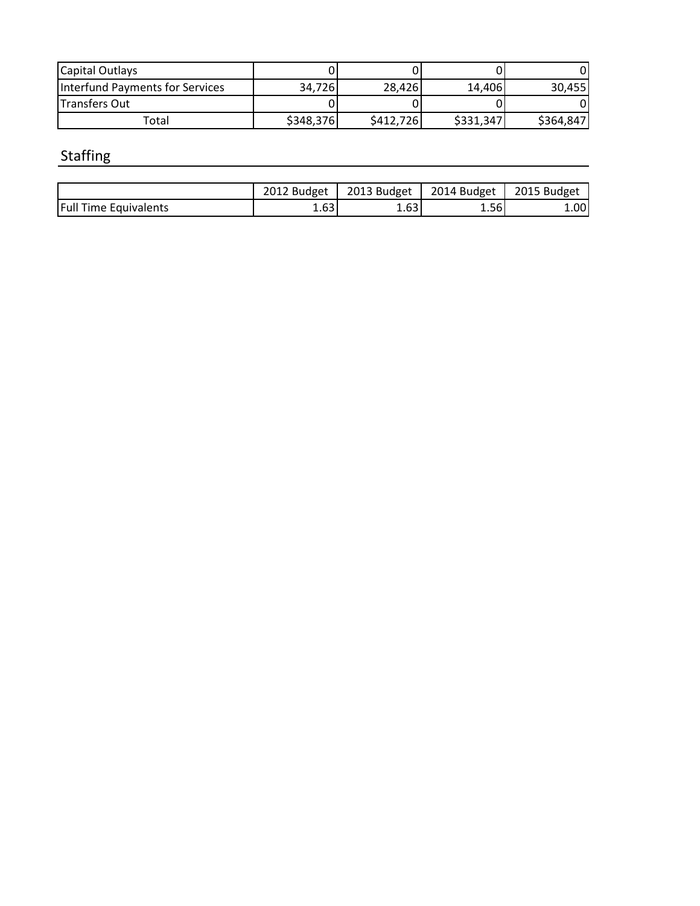| | | | | |
|---|---|---|---|---|
| Capital Outlays | 0 | 0 | 0 | 0 |
| Interfund Payments for Services | 34,726 | 28,426 | 14,406 | 30,455 |
| Transfers Out | 0 | 0 | 0 | 0 |
| Total | $348,376 | $412,726 | $331,347 | $364,847 |

## Staffing

| | 2012 Budget | 2013 Budget | 2014 Budget | 2015 Budget |
|---|---|---|---|---|
| Full Time Equivalents | 1.63 | 1.63 | 1.56 | 1.00 |